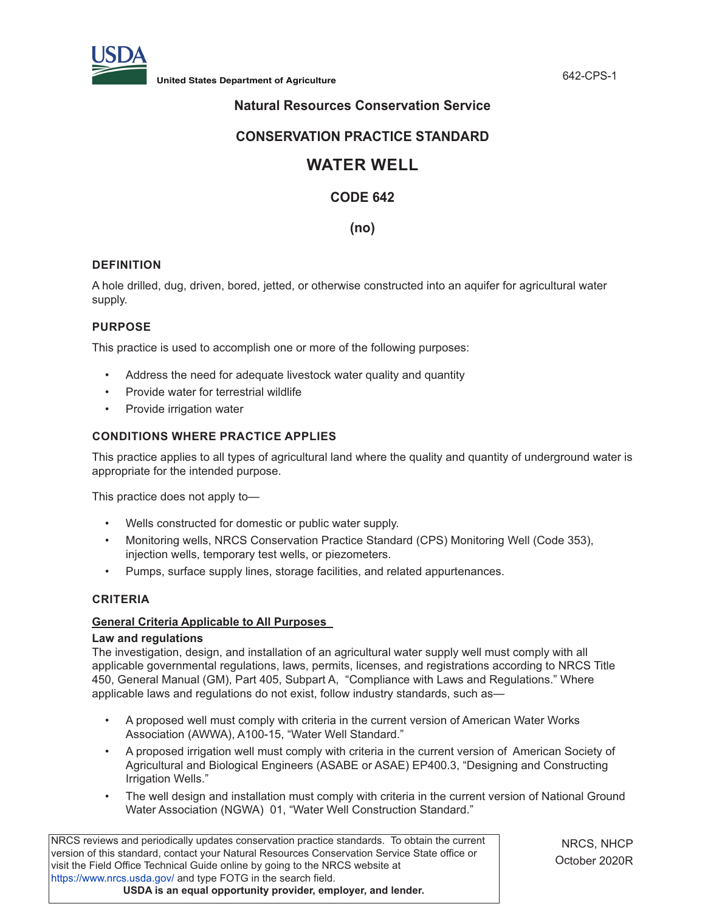United States Department of Agriculture

## Natural Resources Conservation Service

## CONSERVATION PRACTICE STANDARD

# WATER WELL

## CODE 642

## (no)

### DEFINITION

A hole drilled, dug, driven, bored, jetted, or otherwise constructed into an aquifer for agricultural water supply.

### PURPOSE

This practice is used to accomplish one or more of the following purposes:

- Address the need for adequate livestock water quality and quantity
- Provide water for terrestrial wildlife
- Provide irrigation water

### CONDITIONS WHERE PRACTICE APPLIES

This practice applies to all types of agricultural land where the quality and quantity of underground water is appropriate for the intended purpose.

This practice does not apply to—

- Wells constructed for domestic or public water supply.
- Monitoring wells, NRCS Conservation Practice Standard (CPS) Monitoring Well (Code 353), injection wells, temporary test wells, or piezometers.
- Pumps, surface supply lines, storage facilities, and related appurtenances.

### CRITERIA

#### General Criteria Applicable to All Purposes

**Law and regulations**

The investigation, design, and installation of an agricultural water supply well must comply with all applicable governmental regulations, laws, permits, licenses, and registrations according to NRCS Title 450, General Manual (GM), Part 405, Subpart A, "Compliance with Laws and Regulations." Where applicable laws and regulations do not exist, follow industry standards, such as—

- A proposed well must comply with criteria in the current version of American Water Works Association (AWWA), A100-15, "Water Well Standard."
- A proposed irrigation well must comply with criteria in the current version of American Society of Agricultural and Biological Engineers (ASABE or ASAE) EP400.3, "Designing and Constructing Irrigation Wells."
- The well design and installation must comply with criteria in the current version of National Ground Water Association (NGWA) 01, "Water Well Construction Standard."

NRCS reviews and periodically updates conservation practice standards. To obtain the current version of this standard, contact your Natural Resources Conservation Service State office or visit the Field Office Technical Guide online by going to the NRCS website at https://www.nrcs.usda.gov/ and type FOTG in the search field.

**USDA is an equal opportunity provider, employer, and lender.**

NRCS, NHCP
October 2020R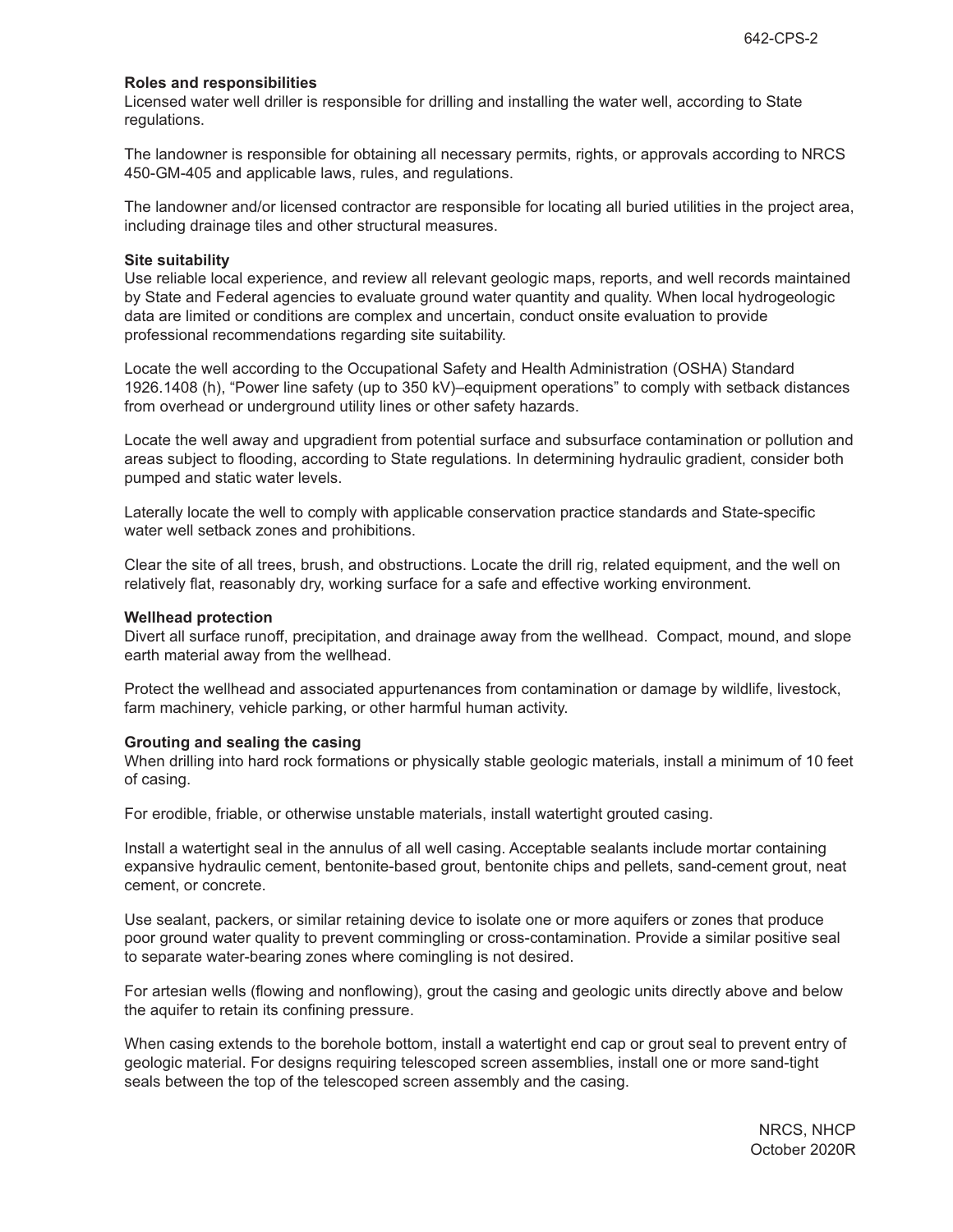**Roles and responsibilities**

Licensed water well driller is responsible for drilling and installing the water well, according to State regulations.

The landowner is responsible for obtaining all necessary permits, rights, or approvals according to NRCS 450-GM-405 and applicable laws, rules, and regulations.

The landowner and/or licensed contractor are responsible for locating all buried utilities in the project area, including drainage tiles and other structural measures.

**Site suitability**

Use reliable local experience, and review all relevant geologic maps, reports, and well records maintained by State and Federal agencies to evaluate ground water quantity and quality. When local hydrogeologic data are limited or conditions are complex and uncertain, conduct onsite evaluation to provide professional recommendations regarding site suitability.

Locate the well according to the Occupational Safety and Health Administration (OSHA) Standard 1926.1408 (h), "Power line safety (up to 350 kV)–equipment operations" to comply with setback distances from overhead or underground utility lines or other safety hazards.

Locate the well away and upgradient from potential surface and subsurface contamination or pollution and areas subject to flooding, according to State regulations. In determining hydraulic gradient, consider both pumped and static water levels.

Laterally locate the well to comply with applicable conservation practice standards and State-specific water well setback zones and prohibitions.

Clear the site of all trees, brush, and obstructions. Locate the drill rig, related equipment, and the well on relatively flat, reasonably dry, working surface for a safe and effective working environment.

**Wellhead protection**

Divert all surface runoff, precipitation, and drainage away from the wellhead. Compact, mound, and slope earth material away from the wellhead.

Protect the wellhead and associated appurtenances from contamination or damage by wildlife, livestock, farm machinery, vehicle parking, or other harmful human activity.

**Grouting and sealing the casing**

When drilling into hard rock formations or physically stable geologic materials, install a minimum of 10 feet of casing.

For erodible, friable, or otherwise unstable materials, install watertight grouted casing.

Install a watertight seal in the annulus of all well casing. Acceptable sealants include mortar containing expansive hydraulic cement, bentonite-based grout, bentonite chips and pellets, sand-cement grout, neat cement, or concrete.

Use sealant, packers, or similar retaining device to isolate one or more aquifers or zones that produce poor ground water quality to prevent commingling or cross-contamination. Provide a similar positive seal to separate water-bearing zones where comingling is not desired.

For artesian wells (flowing and nonflowing), grout the casing and geologic units directly above and below the aquifer to retain its confining pressure.

When casing extends to the borehole bottom, install a watertight end cap or grout seal to prevent entry of geologic material. For designs requiring telescoped screen assemblies, install one or more sand-tight seals between the top of the telescoped screen assembly and the casing.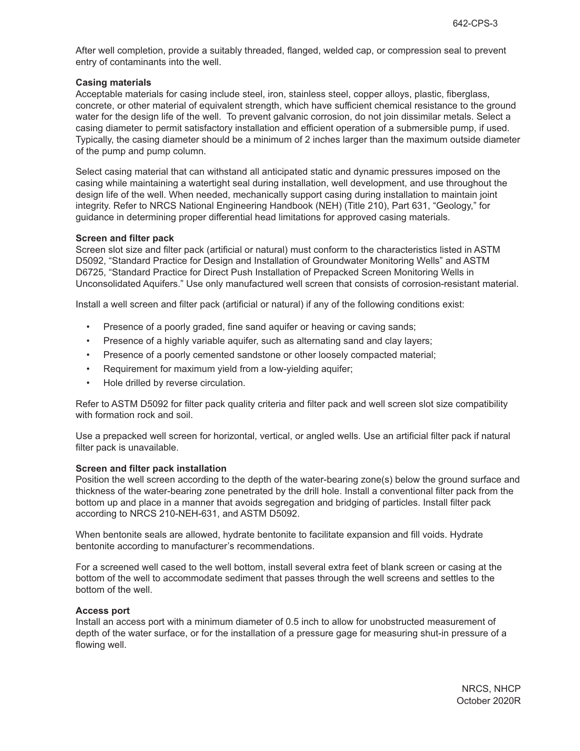After well completion, provide a suitably threaded, flanged, welded cap, or compression seal to prevent entry of contaminants into the well.

**Casing materials**

Acceptable materials for casing include steel, iron, stainless steel, copper alloys, plastic, fiberglass, concrete, or other material of equivalent strength, which have sufficient chemical resistance to the ground water for the design life of the well. To prevent galvanic corrosion, do not join dissimilar metals. Select a casing diameter to permit satisfactory installation and efficient operation of a submersible pump, if used. Typically, the casing diameter should be a minimum of 2 inches larger than the maximum outside diameter of the pump and pump column.

Select casing material that can withstand all anticipated static and dynamic pressures imposed on the casing while maintaining a watertight seal during installation, well development, and use throughout the design life of the well. When needed, mechanically support casing during installation to maintain joint integrity. Refer to NRCS National Engineering Handbook (NEH) (Title 210), Part 631, "Geology," for guidance in determining proper differential head limitations for approved casing materials.

**Screen and filter pack**

Screen slot size and filter pack (artificial or natural) must conform to the characteristics listed in ASTM D5092, "Standard Practice for Design and Installation of Groundwater Monitoring Wells" and ASTM D6725, "Standard Practice for Direct Push Installation of Prepacked Screen Monitoring Wells in Unconsolidated Aquifers." Use only manufactured well screen that consists of corrosion-resistant material.

Install a well screen and filter pack (artificial or natural) if any of the following conditions exist:

- Presence of a poorly graded, fine sand aquifer or heaving or caving sands;
- Presence of a highly variable aquifer, such as alternating sand and clay layers;
- Presence of a poorly cemented sandstone or other loosely compacted material;
- Requirement for maximum yield from a low-yielding aquifer;
- Hole drilled by reverse circulation.

Refer to ASTM D5092 for filter pack quality criteria and filter pack and well screen slot size compatibility with formation rock and soil.

Use a prepacked well screen for horizontal, vertical, or angled wells. Use an artificial filter pack if natural filter pack is unavailable.

**Screen and filter pack installation**

Position the well screen according to the depth of the water-bearing zone(s) below the ground surface and thickness of the water-bearing zone penetrated by the drill hole. Install a conventional filter pack from the bottom up and place in a manner that avoids segregation and bridging of particles. Install filter pack according to NRCS 210-NEH-631, and ASTM D5092.

When bentonite seals are allowed, hydrate bentonite to facilitate expansion and fill voids. Hydrate bentonite according to manufacturer's recommendations.

For a screened well cased to the well bottom, install several extra feet of blank screen or casing at the bottom of the well to accommodate sediment that passes through the well screens and settles to the bottom of the well.

**Access port**

Install an access port with a minimum diameter of 0.5 inch to allow for unobstructed measurement of depth of the water surface, or for the installation of a pressure gage for measuring shut-in pressure of a flowing well.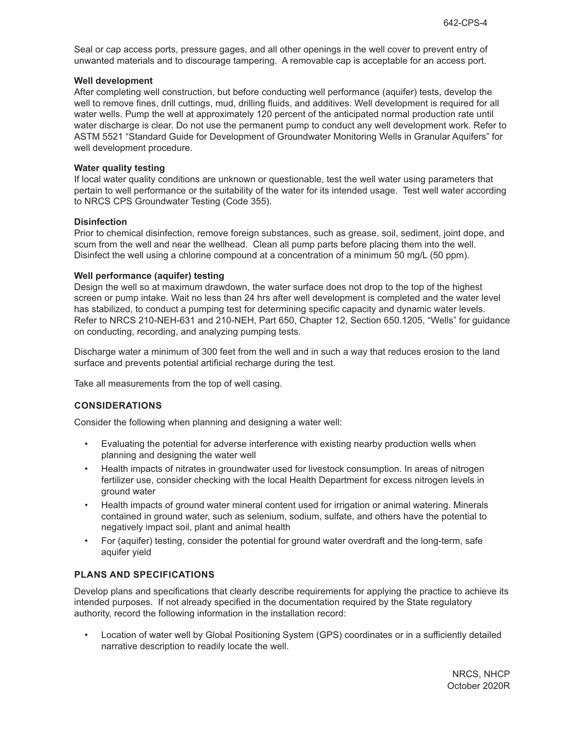Seal or cap access ports, pressure gages, and all other openings in the well cover to prevent entry of unwanted materials and to discourage tampering. A removable cap is acceptable for an access port.

**Well development**

After completing well construction, but before conducting well performance (aquifer) tests, develop the well to remove fines, drill cuttings, mud, drilling fluids, and additives. Well development is required for all water wells. Pump the well at approximately 120 percent of the anticipated normal production rate until water discharge is clear. Do not use the permanent pump to conduct any well development work. Refer to ASTM 5521 "Standard Guide for Development of Groundwater Monitoring Wells in Granular Aquifers" for well development procedure.

**Water quality testing**

If local water quality conditions are unknown or questionable, test the well water using parameters that pertain to well performance or the suitability of the water for its intended usage. Test well water according to NRCS CPS Groundwater Testing (Code 355).

**Disinfection**

Prior to chemical disinfection, remove foreign substances, such as grease, soil, sediment, joint dope, and scum from the well and near the wellhead. Clean all pump parts before placing them into the well. Disinfect the well using a chlorine compound at a concentration of a minimum 50 mg/L (50 ppm).

**Well performance (aquifer) testing**

Design the well so at maximum drawdown, the water surface does not drop to the top of the highest screen or pump intake. Wait no less than 24 hrs after well development is completed and the water level has stabilized, to conduct a pumping test for determining specific capacity and dynamic water levels. Refer to NRCS 210-NEH-631 and 210-NEH, Part 650, Chapter 12, Section 650.1205, "Wells" for guidance on conducting, recording, and analyzing pumping tests.

Discharge water a minimum of 300 feet from the well and in such a way that reduces erosion to the land surface and prevents potential artificial recharge during the test.

Take all measurements from the top of well casing.

## CONSIDERATIONS

Consider the following when planning and designing a water well:

- Evaluating the potential for adverse interference with existing nearby production wells when planning and designing the water well
- Health impacts of nitrates in groundwater used for livestock consumption. In areas of nitrogen fertilizer use, consider checking with the local Health Department for excess nitrogen levels in ground water
- Health impacts of ground water mineral content used for irrigation or animal watering. Minerals contained in ground water, such as selenium, sodium, sulfate, and others have the potential to negatively impact soil, plant and animal health
- For (aquifer) testing, consider the potential for ground water overdraft and the long-term, safe aquifer yield

## PLANS AND SPECIFICATIONS

Develop plans and specifications that clearly describe requirements for applying the practice to achieve its intended purposes. If not already specified in the documentation required by the State regulatory authority, record the following information in the installation record:

- Location of water well by Global Positioning System (GPS) coordinates or in a sufficiently detailed narrative description to readily locate the well.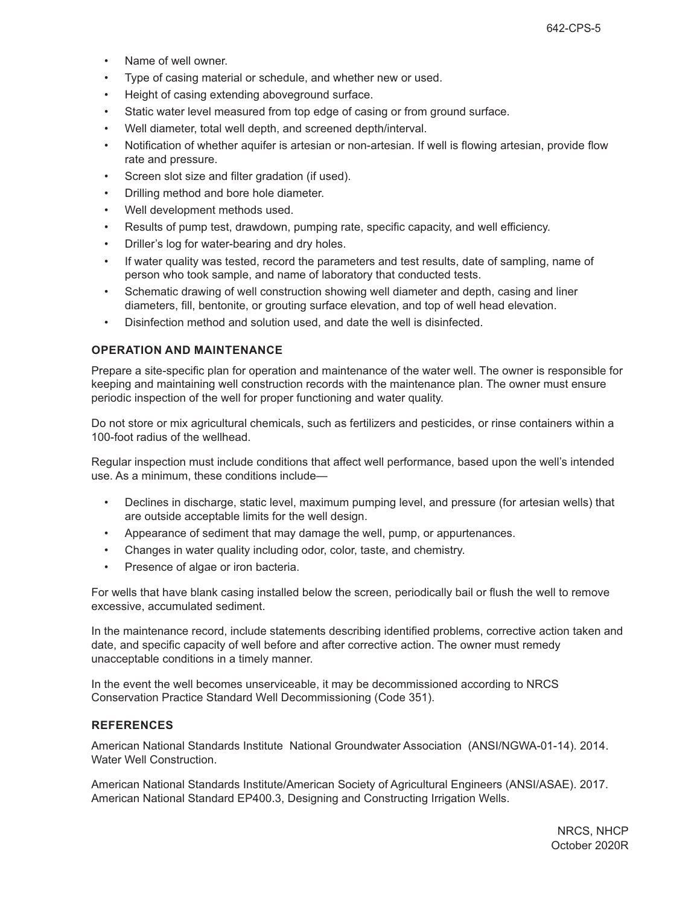- Name of well owner.
- Type of casing material or schedule, and whether new or used.
- Height of casing extending aboveground surface.
- Static water level measured from top edge of casing or from ground surface.
- Well diameter, total well depth, and screened depth/interval.
- Notification of whether aquifer is artesian or non-artesian. If well is flowing artesian, provide flow rate and pressure.
- Screen slot size and filter gradation (if used).
- Drilling method and bore hole diameter.
- Well development methods used.
- Results of pump test, drawdown, pumping rate, specific capacity, and well efficiency.
- Driller's log for water-bearing and dry holes.
- If water quality was tested, record the parameters and test results, date of sampling, name of person who took sample, and name of laboratory that conducted tests.
- Schematic drawing of well construction showing well diameter and depth, casing and liner diameters, fill, bentonite, or grouting surface elevation, and top of well head elevation.
- Disinfection method and solution used, and date the well is disinfected.

## OPERATION AND MAINTENANCE

Prepare a site-specific plan for operation and maintenance of the water well. The owner is responsible for keeping and maintaining well construction records with the maintenance plan. The owner must ensure periodic inspection of the well for proper functioning and water quality.

Do not store or mix agricultural chemicals, such as fertilizers and pesticides, or rinse containers within a 100-foot radius of the wellhead.

Regular inspection must include conditions that affect well performance, based upon the well's intended use. As a minimum, these conditions include—

- Declines in discharge, static level, maximum pumping level, and pressure (for artesian wells) that are outside acceptable limits for the well design.
- Appearance of sediment that may damage the well, pump, or appurtenances.
- Changes in water quality including odor, color, taste, and chemistry.
- Presence of algae or iron bacteria.

For wells that have blank casing installed below the screen, periodically bail or flush the well to remove excessive, accumulated sediment.

In the maintenance record, include statements describing identified problems, corrective action taken and date, and specific capacity of well before and after corrective action. The owner must remedy unacceptable conditions in a timely manner.

In the event the well becomes unserviceable, it may be decommissioned according to NRCS Conservation Practice Standard Well Decommissioning (Code 351).

## REFERENCES

American National Standards Institute National Groundwater Association (ANSI/NGWA-01-14). 2014. Water Well Construction.

American National Standards Institute/American Society of Agricultural Engineers (ANSI/ASAE). 2017. American National Standard EP400.3, Designing and Constructing Irrigation Wells.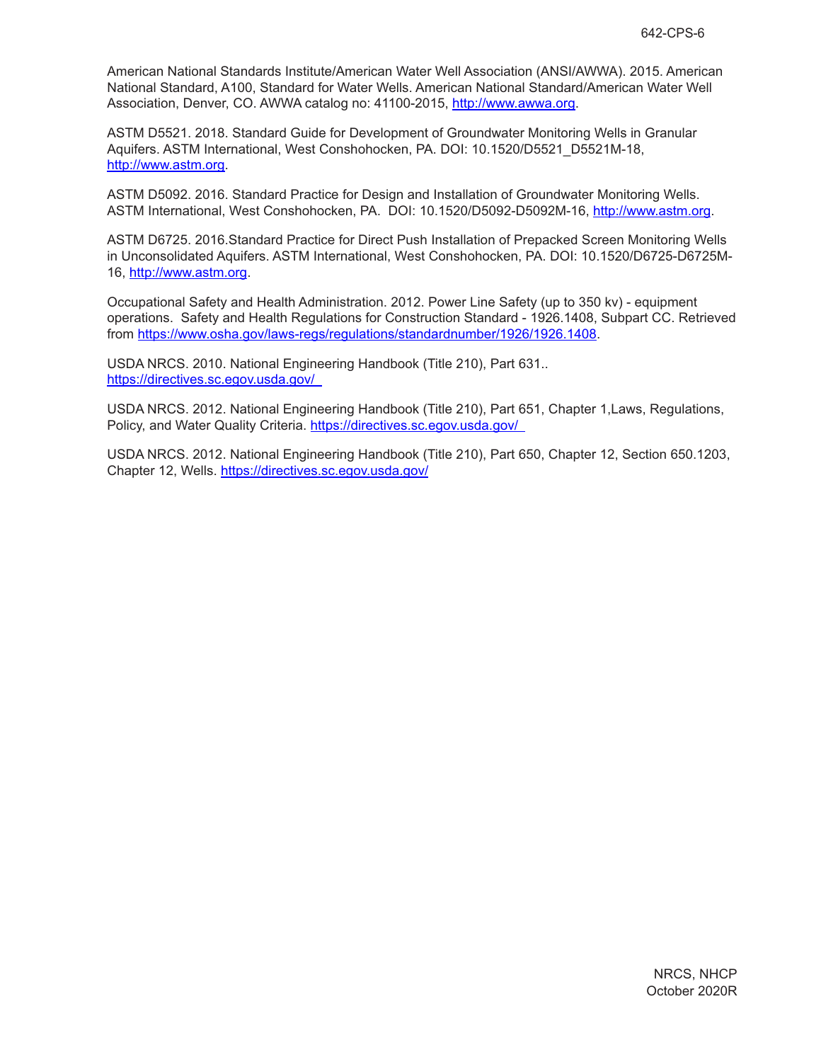American National Standards Institute/American Water Well Association (ANSI/AWWA). 2015. American National Standard, A100, Standard for Water Wells. American National Standard/American Water Well Association, Denver, CO. AWWA catalog no: 41100-2015, http://www.awwa.org.

ASTM D5521. 2018. Standard Guide for Development of Groundwater Monitoring Wells in Granular Aquifers. ASTM International, West Conshohocken, PA. DOI: 10.1520/D5521_D5521M-18, http://www.astm.org.

ASTM D5092. 2016. Standard Practice for Design and Installation of Groundwater Monitoring Wells. ASTM International, West Conshohocken, PA. DOI: 10.1520/D5092-D5092M-16, http://www.astm.org.

ASTM D6725. 2016.Standard Practice for Direct Push Installation of Prepacked Screen Monitoring Wells in Unconsolidated Aquifers. ASTM International, West Conshohocken, PA. DOI: 10.1520/D6725-D6725M-16, http://www.astm.org.

Occupational Safety and Health Administration. 2012. Power Line Safety (up to 350 kv) - equipment operations. Safety and Health Regulations for Construction Standard - 1926.1408, Subpart CC. Retrieved from https://www.osha.gov/laws-regs/regulations/standardnumber/1926/1926.1408.

USDA NRCS. 2010. National Engineering Handbook (Title 210), Part 631.. https://directives.sc.egov.usda.gov/

USDA NRCS. 2012. National Engineering Handbook (Title 210), Part 651, Chapter 1,Laws, Regulations, Policy, and Water Quality Criteria. https://directives.sc.egov.usda.gov/

USDA NRCS. 2012. National Engineering Handbook (Title 210), Part 650, Chapter 12, Section 650.1203, Chapter 12, Wells. https://directives.sc.egov.usda.gov/